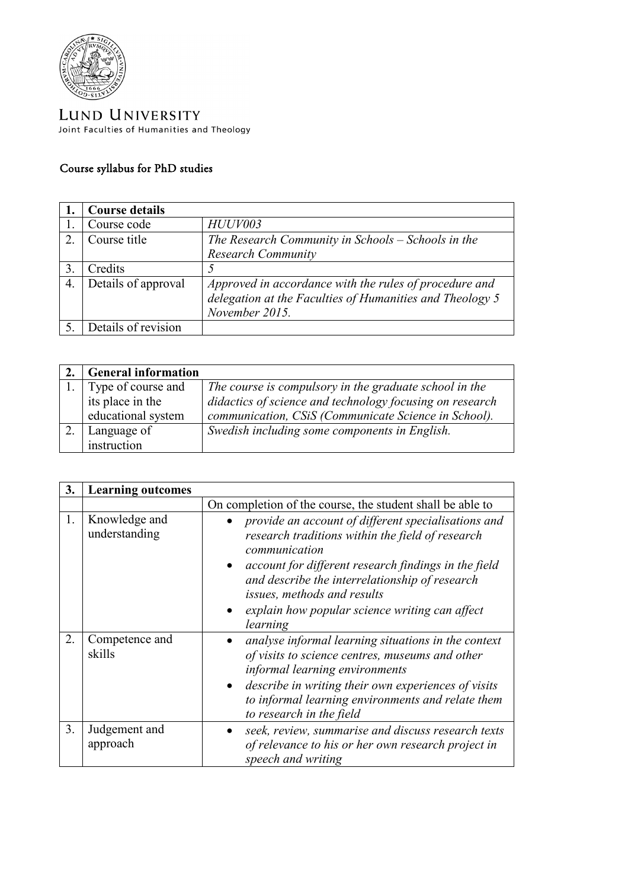LUND UNIVERSITY

Joint Faculties of Humanities and Theology

Course syllabus for PhD studies

| 1. | Course details | |
|---|---|---|
| 1. | Course code | *HUUV003* |
| 2. | Course title | *The Research Community in Schools – Schools in the Research Community* |
| 3. | Credits | *5* |
| 4. | Details of approval | *Approved in accordance with the rules of procedure and delegation at the Faculties of Humanities and Theology 5 November 2015.* |
| 5. | Details of revision | |

| 2. | General information | |
|---|---|---|
| 1. | Type of course and its place in the educational system | *The course is compulsory in the graduate school in the didactics of science and technology focusing on research communication, CSiS (Communicate Science in School).* |
| 2. | Language of instruction | *Swedish including some components in English.* |

| 3. | Learning outcomes | |
|---|---|---|
| | | On completion of the course, the student shall be able to |
| 1. | Knowledge and understanding | • *provide an account of different specialisations and research traditions within the field of research communication*<br>• *account for different research findings in the field and describe the interrelationship of research issues, methods and results*<br>• *explain how popular science writing can affect learning* |
| 2. | Competence and skills | • *analyse informal learning situations in the context of visits to science centres, museums and other informal learning environments*<br>• *describe in writing their own experiences of visits to informal learning environments and relate them to research in the field* |
| 3. | Judgement and approach | • *seek, review, summarise and discuss research texts of relevance to his or her own research project in speech and writing* |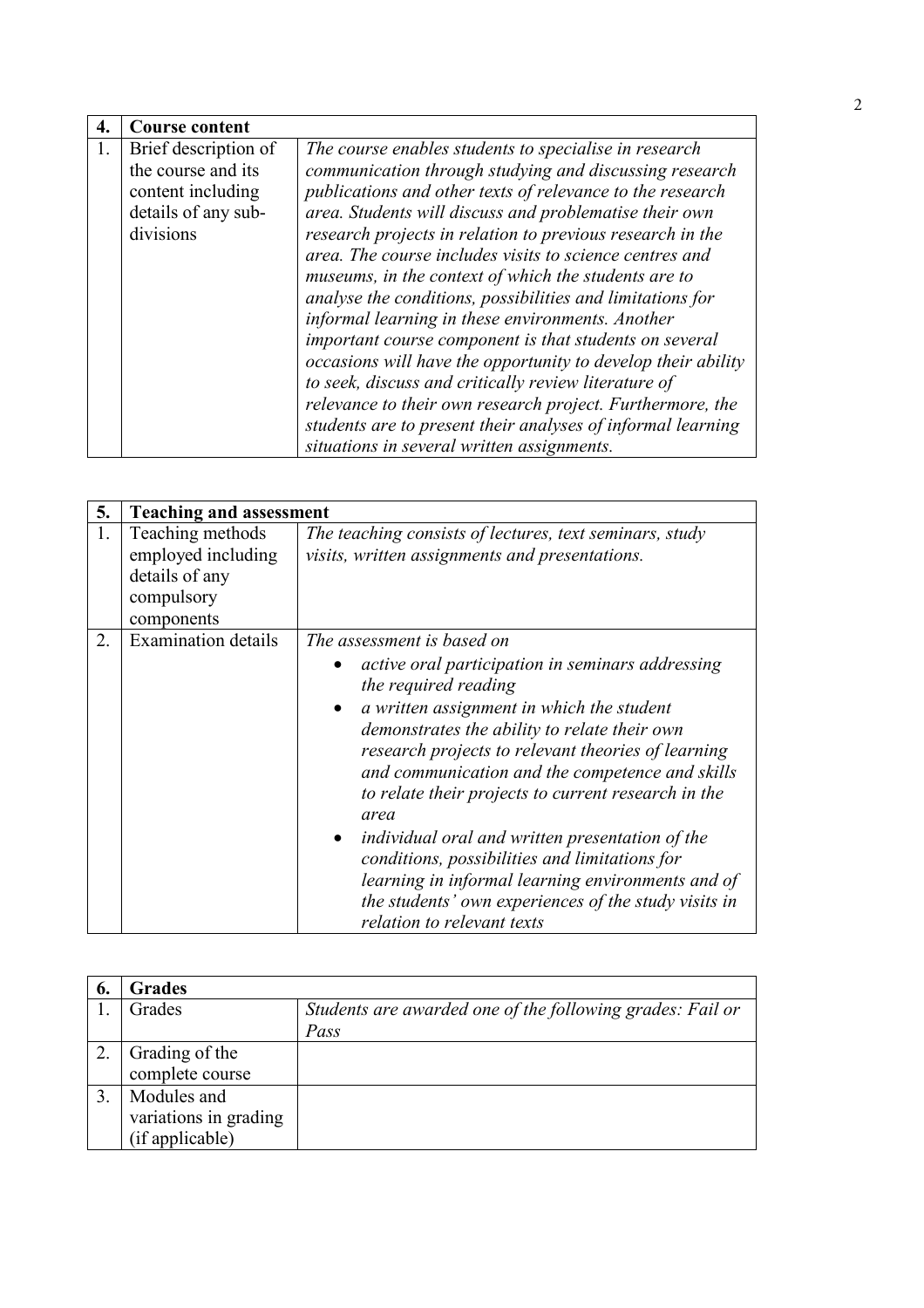| 4. | Course content | |
|---|---|---|
| 1. | Brief description of the course and its content including details of any sub-divisions | *The course enables students to specialise in research communication through studying and discussing research publications and other texts of relevance to the research area. Students will discuss and problematise their own research projects in relation to previous research in the area. The course includes visits to science centres and museums, in the context of which the students are to analyse the conditions, possibilities and limitations for informal learning in these environments. Another important course component is that students on several occasions will have the opportunity to develop their ability to seek, discuss and critically review literature of relevance to their own research project. Furthermore, the students are to present their analyses of informal learning situations in several written assignments.* |

| 5. | Teaching and assessment | |
|---|---|---|
| 1. | Teaching methods employed including details of any compulsory components | *The teaching consists of lectures, text seminars, study visits, written assignments and presentations.* |
| 2. | Examination details | *The assessment is based on*<br>• *active oral participation in seminars addressing the required reading*<br>• *a written assignment in which the student demonstrates the ability to relate their own research projects to relevant theories of learning and communication and the competence and skills to relate their projects to current research in the area*<br>• *individual oral and written presentation of the conditions, possibilities and limitations for learning in informal learning environments and of the students' own experiences of the study visits in relation to relevant texts* |

| 6. | Grades | |
|---|---|---|
| 1. | Grades | *Students are awarded one of the following grades: Fail or Pass* |
| 2. | Grading of the complete course | |
| 3. | Modules and variations in grading (if applicable) | |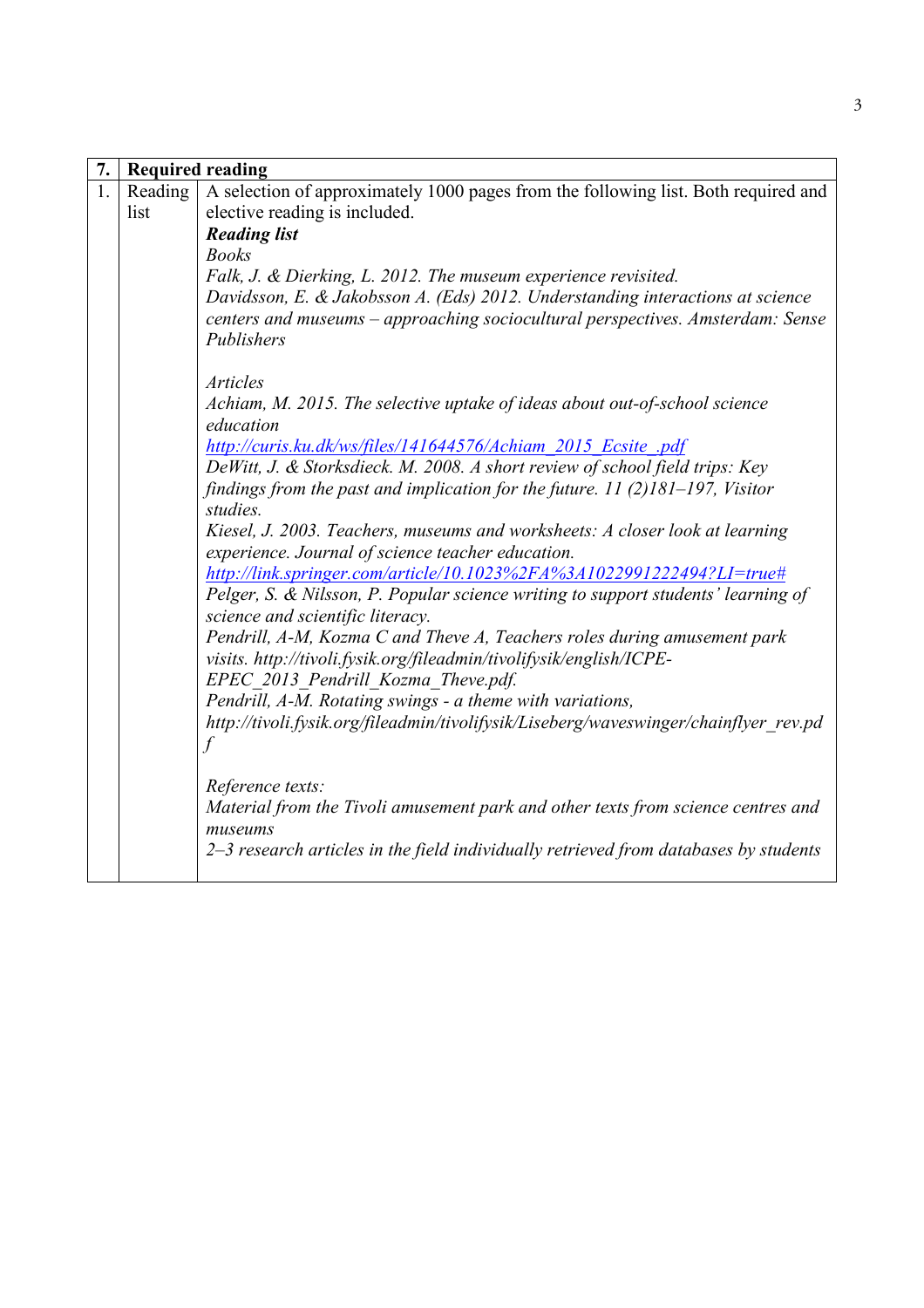| 7. | Required reading | |
|---|---|---|
| 1. | Reading list | A selection of approximately 1000 pages from the following list. Both required and elective reading is included.<br>***Reading list***<br>*Books*<br>*Falk, J. & Dierking, L. 2012. The museum experience revisited.*<br>*Davidsson, E. & Jakobsson A. (Eds) 2012. Understanding interactions at science centers and museums – approaching sociocultural perspectives. Amsterdam: Sense Publishers*<br><br>*Articles*<br>*Achiam, M. 2015. The selective uptake of ideas about out-of-school science education*<br>*http://curis.ku.dk/ws/files/141644576/Achiam_2015_Ecsite_.pdf*<br>*DeWitt, J. & Storksdieck. M. 2008. A short review of school field trips: Key findings from the past and implication for the future. 11 (2)181–197, Visitor studies.*<br>*Kiesel, J. 2003. Teachers, museums and worksheets: A closer look at learning experience. Journal of science teacher education.*<br>*http://link.springer.com/article/10.1023%2FA%3A1022991222494?LI=true#*<br>*Pelger, S. & Nilsson, P. Popular science writing to support students' learning of science and scientific literacy.*<br>*Pendrill, A-M, Kozma C and Theve A, Teachers roles during amusement park visits. http://tivoli.fysik.org/fileadmin/tivolifysik/english/ICPE-EPEC_2013_Pendrill_Kozma_Theve.pdf.*<br>*Pendrill, A-M. Rotating swings - a theme with variations, http://tivoli.fysik.org/fileadmin/tivolifysik/Liseberg/waveswinger/chainflyer_rev.pdf*<br><br>*Reference texts:*<br>*Material from the Tivoli amusement park and other texts from science centres and museums*<br>*2–3 research articles in the field individually retrieved from databases by students* |